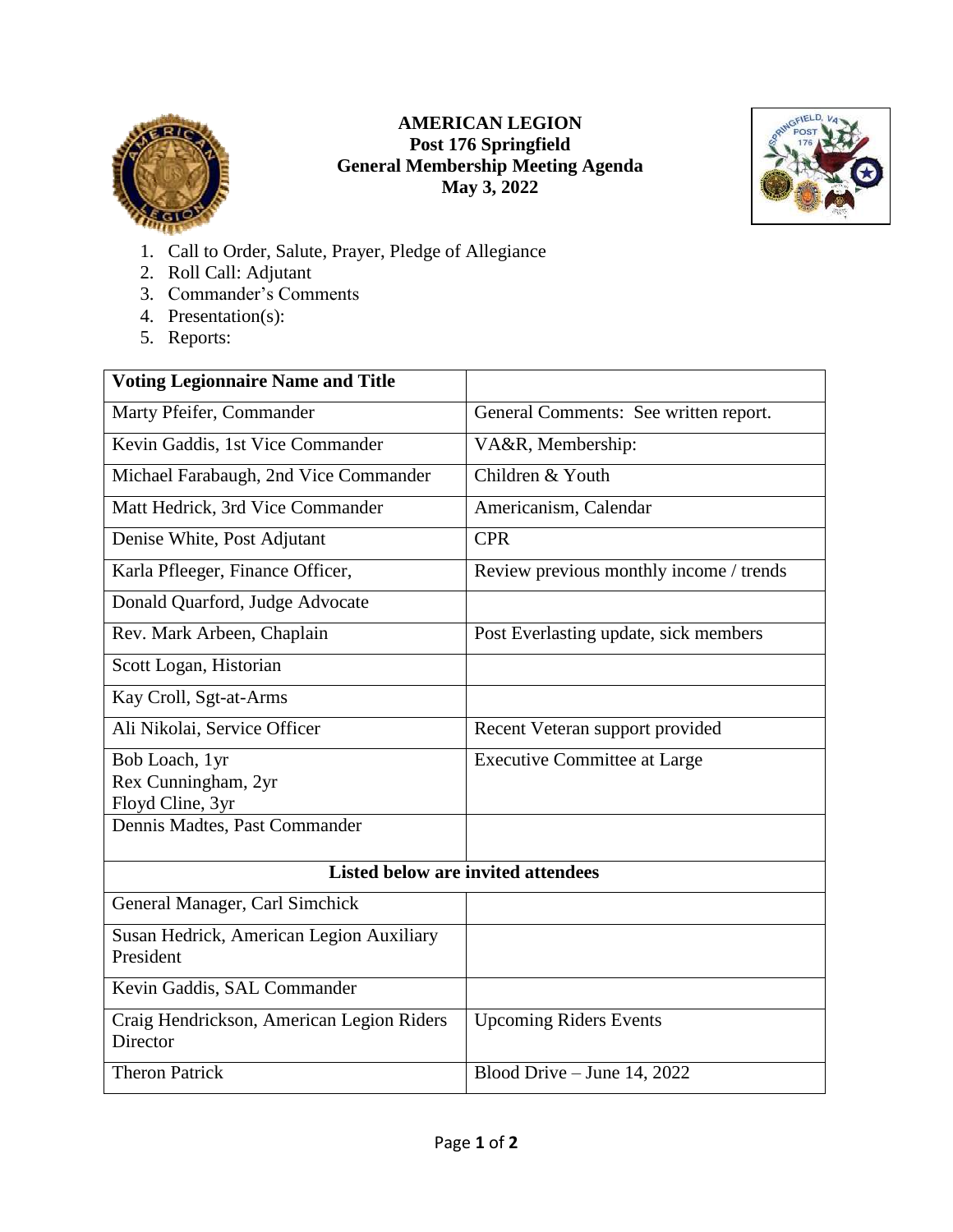# AMERICAN LEGION
## Post 176 Springfield
## General Membership Meeting Agenda
## May 3, 2022

1. Call to Order, Salute, Prayer, Pledge of Allegiance
2. Roll Call: Adjutant
3. Commander's Comments
4. Presentation(s):
5. Reports:

| **Voting Legionnaire Name and Title** | |
|---|---|
| Marty Pfeifer, Commander | General Comments: See written report. |
| Kevin Gaddis, 1st Vice Commander | VA&R, Membership: |
| Michael Farabaugh, 2nd Vice Commander | Children & Youth |
| Matt Hedrick, 3rd Vice Commander | Americanism, Calendar |
| Denise White, Post Adjutant | CPR |
| Karla Pfleeger, Finance Officer, | Review previous monthly income / trends |
| Donald Quarford, Judge Advocate | |
| Rev. Mark Arbeen, Chaplain | Post Everlasting update, sick members |
| Scott Logan, Historian | |
| Kay Croll, Sgt-at-Arms | |
| Ali Nikolai, Service Officer | Recent Veteran support provided |
| Bob Loach, 1yr<br>Rex Cunningham, 2yr<br>Floyd Cline, 3yr | Executive Committee at Large |
| Dennis Madtes, Past Commander | |
| **Listed below are invited attendees** | |
| General Manager, Carl Simchick | |
| Susan Hedrick, American Legion Auxiliary President | |
| Kevin Gaddis, SAL Commander | |
| Craig Hendrickson, American Legion Riders Director | Upcoming Riders Events |
| Theron Patrick | Blood Drive – June 14, 2022 |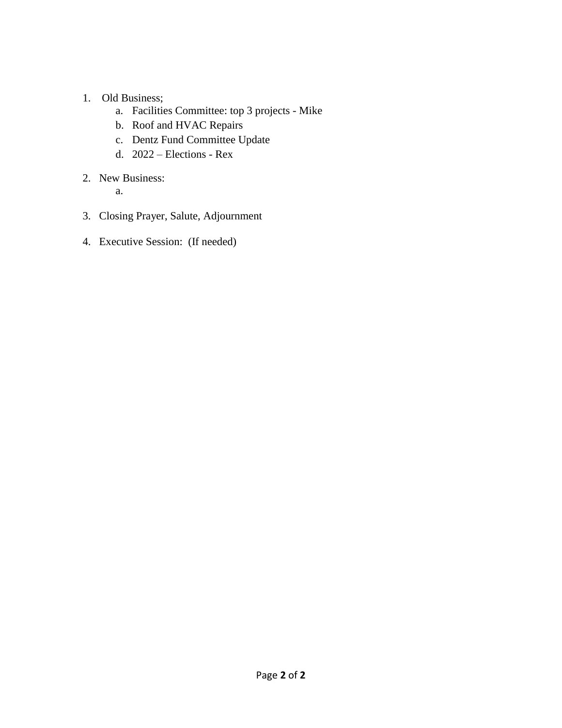1. Old Business;
    a. Facilities Committee: top 3 projects - Mike
    b. Roof and HVAC Repairs
    c. Dentz Fund Committee Update
    d. 2022 – Elections - Rex

2. New Business:
    a.

3. Closing Prayer, Salute, Adjournment

4. Executive Session: (If needed)